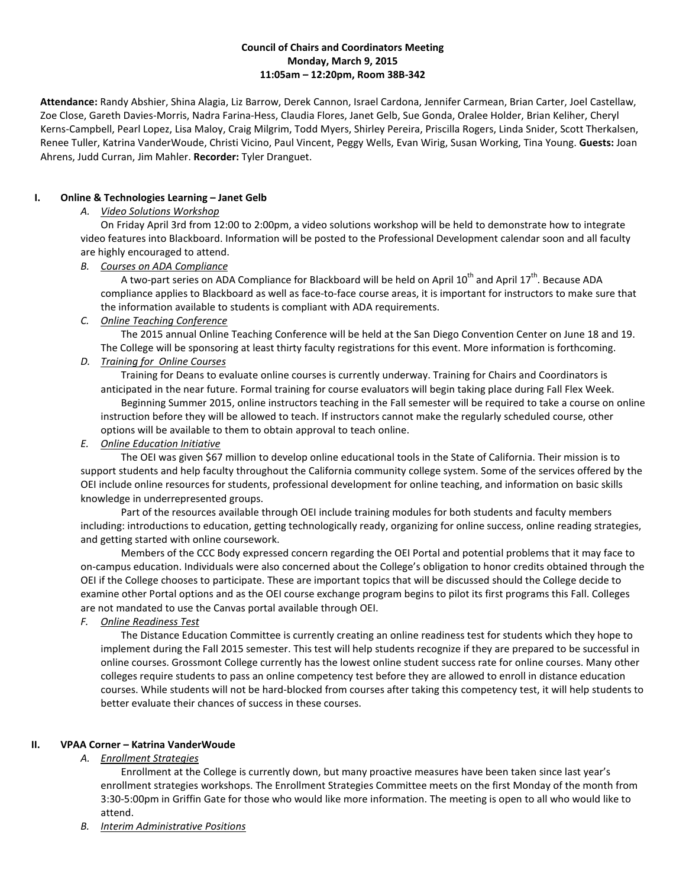**Council of Chairs and Coordinators Meeting**
**Monday, March 9, 2015**
**11:05am – 12:20pm, Room 38B-342**

**Attendance:** Randy Abshier, Shina Alagia, Liz Barrow, Derek Cannon, Israel Cardona, Jennifer Carmean, Brian Carter, Joel Castellaw, Zoe Close, Gareth Davies-Morris, Nadra Farina-Hess, Claudia Flores, Janet Gelb, Sue Gonda, Oralee Holder, Brian Keliher, Cheryl Kerns-Campbell, Pearl Lopez, Lisa Maloy, Craig Milgrim, Todd Myers, Shirley Pereira, Priscilla Rogers, Linda Snider, Scott Therkalsen, Renee Tuller, Katrina VanderWoude, Christi Vicino, Paul Vincent, Peggy Wells, Evan Wirig, Susan Working, Tina Young. **Guests:** Joan Ahrens, Judd Curran, Jim Mahler. **Recorder:** Tyler Dranguet.

## I. Online & Technologies Learning – Janet Gelb

*A. Video Solutions Workshop*

On Friday April 3rd from 12:00 to 2:00pm, a video solutions workshop will be held to demonstrate how to integrate video features into Blackboard. Information will be posted to the Professional Development calendar soon and all faculty are highly encouraged to attend.

*B. Courses on ADA Compliance*

A two-part series on ADA Compliance for Blackboard will be held on April 10th and April 17th. Because ADA compliance applies to Blackboard as well as face-to-face course areas, it is important for instructors to make sure that the information available to students is compliant with ADA requirements.

*C. Online Teaching Conference*

The 2015 annual Online Teaching Conference will be held at the San Diego Convention Center on June 18 and 19. The College will be sponsoring at least thirty faculty registrations for this event. More information is forthcoming.

*D. Training for Online Courses*

Training for Deans to evaluate online courses is currently underway. Training for Chairs and Coordinators is anticipated in the near future. Formal training for course evaluators will begin taking place during Fall Flex Week.

Beginning Summer 2015, online instructors teaching in the Fall semester will be required to take a course on online instruction before they will be allowed to teach. If instructors cannot make the regularly scheduled course, other options will be available to them to obtain approval to teach online.

*E. Online Education Initiative*

The OEI was given $67 million to develop online educational tools in the State of California. Their mission is to support students and help faculty throughout the California community college system. Some of the services offered by the OEI include online resources for students, professional development for online teaching, and information on basic skills knowledge in underrepresented groups.

Part of the resources available through OEI include training modules for both students and faculty members including: introductions to education, getting technologically ready, organizing for online success, online reading strategies, and getting started with online coursework.

Members of the CCC Body expressed concern regarding the OEI Portal and potential problems that it may face to on-campus education. Individuals were also concerned about the College's obligation to honor credits obtained through the OEI if the College chooses to participate. These are important topics that will be discussed should the College decide to examine other Portal options and as the OEI course exchange program begins to pilot its first programs this Fall. Colleges are not mandated to use the Canvas portal available through OEI.

*F. Online Readiness Test*

The Distance Education Committee is currently creating an online readiness test for students which they hope to implement during the Fall 2015 semester. This test will help students recognize if they are prepared to be successful in online courses. Grossmont College currently has the lowest online student success rate for online courses. Many other colleges require students to pass an online competency test before they are allowed to enroll in distance education courses. While students will not be hard-blocked from courses after taking this competency test, it will help students to better evaluate their chances of success in these courses.

## II. VPAA Corner – Katrina VanderWoude

*A. Enrollment Strategies*

Enrollment at the College is currently down, but many proactive measures have been taken since last year's enrollment strategies workshops. The Enrollment Strategies Committee meets on the first Monday of the month from 3:30-5:00pm in Griffin Gate for those who would like more information. The meeting is open to all who would like to attend.

*B. Interim Administrative Positions*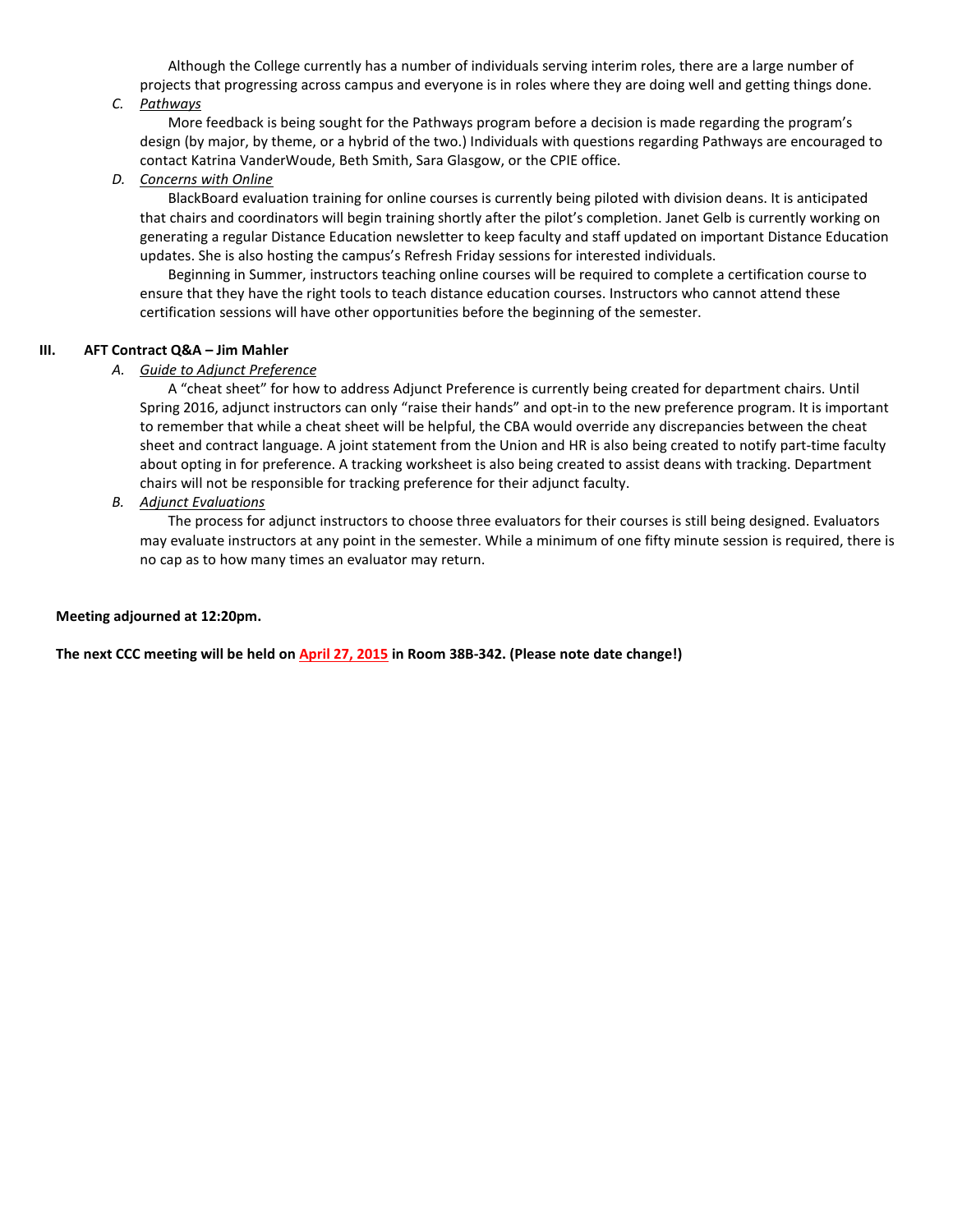Although the College currently has a number of individuals serving interim roles, there are a large number of projects that progressing across campus and everyone is in roles where they are doing well and getting things done.

C. *Pathways*

More feedback is being sought for the Pathways program before a decision is made regarding the program's design (by major, by theme, or a hybrid of the two.) Individuals with questions regarding Pathways are encouraged to contact Katrina VanderWoude, Beth Smith, Sara Glasgow, or the CPIE office.

D. *Concerns with Online*

BlackBoard evaluation training for online courses is currently being piloted with division deans. It is anticipated that chairs and coordinators will begin training shortly after the pilot's completion. Janet Gelb is currently working on generating a regular Distance Education newsletter to keep faculty and staff updated on important Distance Education updates. She is also hosting the campus's Refresh Friday sessions for interested individuals.

Beginning in Summer, instructors teaching online courses will be required to complete a certification course to ensure that they have the right tools to teach distance education courses. Instructors who cannot attend these certification sessions will have other opportunities before the beginning of the semester.

## III. AFT Contract Q&A – Jim Mahler

A. *Guide to Adjunct Preference*

A "cheat sheet" for how to address Adjunct Preference is currently being created for department chairs. Until Spring 2016, adjunct instructors can only "raise their hands" and opt-in to the new preference program. It is important to remember that while a cheat sheet will be helpful, the CBA would override any discrepancies between the cheat sheet and contract language. A joint statement from the Union and HR is also being created to notify part-time faculty about opting in for preference. A tracking worksheet is also being created to assist deans with tracking. Department chairs will not be responsible for tracking preference for their adjunct faculty.

B. *Adjunct Evaluations*

The process for adjunct instructors to choose three evaluators for their courses is still being designed. Evaluators may evaluate instructors at any point in the semester. While a minimum of one fifty minute session is required, there is no cap as to how many times an evaluator may return.

**Meeting adjourned at 12:20pm.**

**The next CCC meeting will be held on April 27, 2015 in Room 38B-342. (Please note date change!)**